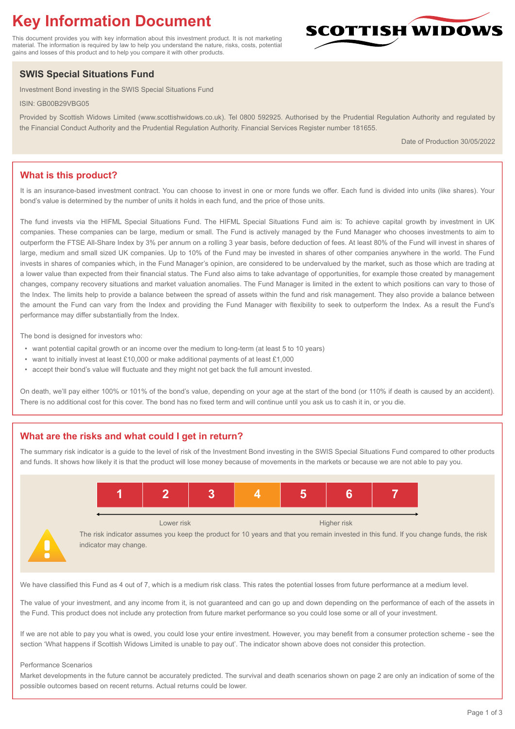# Key Information Document

This document provides you with key information about this investment product. It is not marketing material. The information is required by law to help you understand the nature, risks, costs, potential gains and losses of this product and to help you compare it with other products.

SCOTTISH WIDOWS

## SWIS Special Situations Fund

Investment Bond investing in the SWIS Special Situations Fund

ISIN: GB00B29VBG05

Provided by Scottish Widows Limited (www.scottishwidows.co.uk). Tel 0800 592925. Authorised by the Prudential Regulation Authority and regulated by the Financial Conduct Authority and the Prudential Regulation Authority. Financial Services Register number 181655.

Date of Production 30/05/2022

## What is this product?

It is an insurance-based investment contract. You can choose to invest in one or more funds we offer. Each fund is divided into units (like shares). Your bond's value is determined by the number of units it holds in each fund, and the price of those units.

The fund invests via the HIFML Special Situations Fund. The HIFML Special Situations Fund aim is: To achieve capital growth by investment in UK companies. These companies can be large, medium or small. The Fund is actively managed by the Fund Manager who chooses investments to aim to outperform the FTSE All-Share Index by 3% per annum on a rolling 3 year basis, before deduction of fees. At least 80% of the Fund will invest in shares of large, medium and small sized UK companies. Up to 10% of the Fund may be invested in shares of other companies anywhere in the world. The Fund invests in shares of companies which, in the Fund Manager's opinion, are considered to be undervalued by the market, such as those which are trading at a lower value than expected from their financial status. The Fund also aims to take advantage of opportunities, for example those created by management changes, company recovery situations and market valuation anomalies. The Fund Manager is limited in the extent to which positions can vary to those of the Index. The limits help to provide a balance between the spread of assets within the fund and risk management. They also provide a balance between the amount the Fund can vary from the Index and providing the Fund Manager with flexibility to seek to outperform the Index. As a result the Fund's performance may differ substantially from the Index.

The bond is designed for investors who:

- want potential capital growth or an income over the medium to long-term (at least 5 to 10 years)
- want to initially invest at least £10,000 or make additional payments of at least £1,000
- accept their bond's value will fluctuate and they might not get back the full amount invested.

On death, we'll pay either 100% or 101% of the bond's value, depending on your age at the start of the bond (or 110% if death is caused by an accident). There is no additional cost for this cover. The bond has no fixed term and will continue until you ask us to cash it in, or you die.

## What are the risks and what could I get in return?

The summary risk indicator is a guide to the level of risk of the Investment Bond investing in the SWIS Special Situations Fund compared to other products and funds. It shows how likely it is that the product will lose money because of movements in the markets or because we are not able to pay you.

| 1 | 2 | 3 | **4** | 5 | 6 | 7 |
|---|---|---|---|---|---|---|

Lower risk — Higher risk

The risk indicator assumes you keep the product for 10 years and that you remain invested in this fund. If you change funds, the risk indicator may change.

We have classified this Fund as 4 out of 7, which is a medium risk class. This rates the potential losses from future performance at a medium level.

The value of your investment, and any income from it, is not guaranteed and can go up and down depending on the performance of each of the assets in the Fund. This product does not include any protection from future market performance so you could lose some or all of your investment.

If we are not able to pay you what is owed, you could lose your entire investment. However, you may benefit from a consumer protection scheme - see the section 'What happens if Scottish Widows Limited is unable to pay out'. The indicator shown above does not consider this protection.

Performance Scenarios

Market developments in the future cannot be accurately predicted. The survival and death scenarios shown on page 2 are only an indication of some of the possible outcomes based on recent returns. Actual returns could be lower.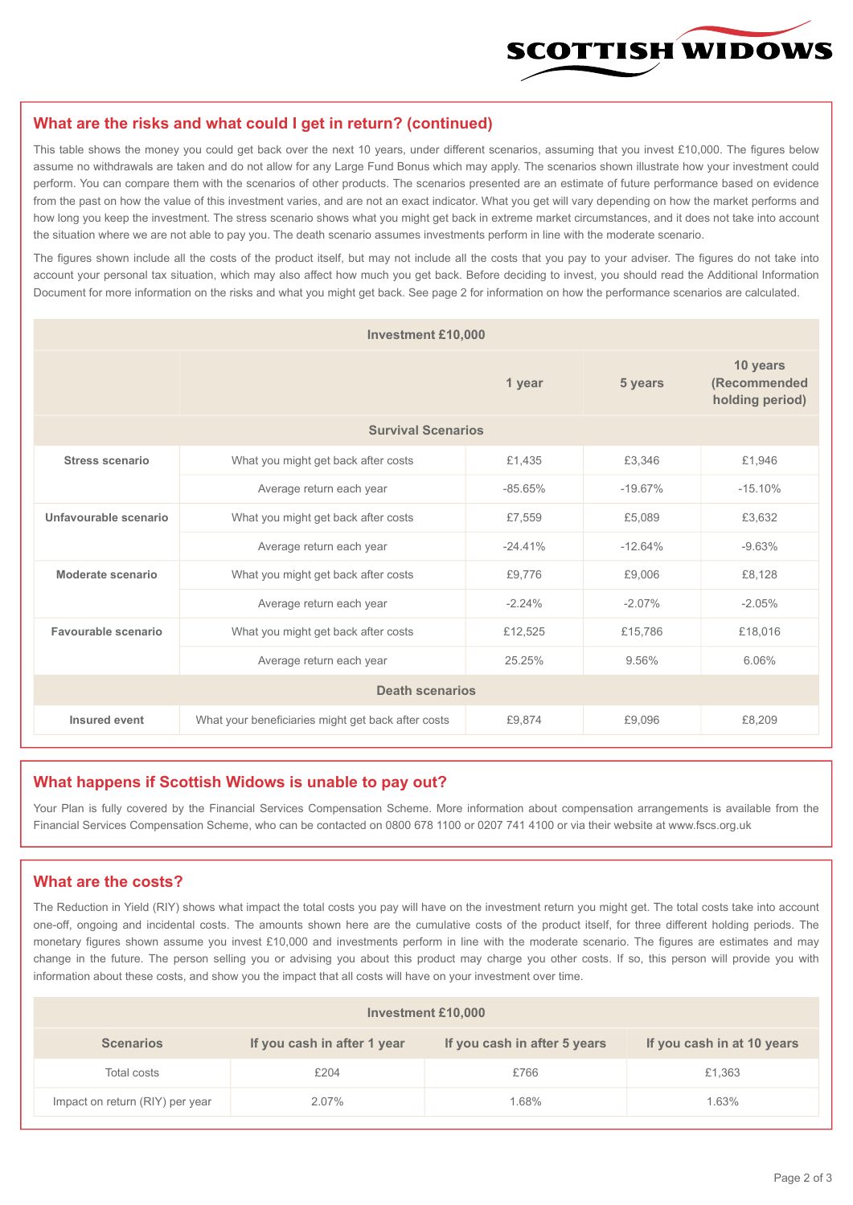## What are the risks and what could I get in return? (continued)

This table shows the money you could get back over the next 10 years, under different scenarios, assuming that you invest £10,000. The figures below assume no withdrawals are taken and do not allow for any Large Fund Bonus which may apply. The scenarios shown illustrate how your investment could perform. You can compare them with the scenarios of other products. The scenarios presented are an estimate of future performance based on evidence from the past on how the value of this investment varies, and are not an exact indicator. What you get will vary depending on how the market performs and how long you keep the investment. The stress scenario shows what you might get back in extreme market circumstances, and it does not take into account the situation where we are not able to pay you. The death scenario assumes investments perform in line with the moderate scenario.

The figures shown include all the costs of the product itself, but may not include all the costs that you pay to your adviser. The figures do not take into account your personal tax situation, which may also affect how much you get back. Before deciding to invest, you should read the Additional Information Document for more information on the risks and what you might get back. See page 2 for information on how the performance scenarios are calculated.

| Investment £10,000 | | | | |
|---|---|---|---|---|
| | | 1 year | 5 years | 10 years (Recommended holding period) |
| **Survival Scenarios** | | | | |
| **Stress scenario** | What you might get back after costs | £1,435 | £3,346 | £1,946 |
| | Average return each year | -85.65% | -19.67% | -15.10% |
| **Unfavourable scenario** | What you might get back after costs | £7,559 | £5,089 | £3,632 |
| | Average return each year | -24.41% | -12.64% | -9.63% |
| **Moderate scenario** | What you might get back after costs | £9,776 | £9,006 | £8,128 |
| | Average return each year | -2.24% | -2.07% | -2.05% |
| **Favourable scenario** | What you might get back after costs | £12,525 | £15,786 | £18,016 |
| | Average return each year | 25.25% | 9.56% | 6.06% |
| **Death scenarios** | | | | |
| **Insured event** | What your beneficiaries might get back after costs | £9,874 | £9,096 | £8,209 |

## What happens if Scottish Widows is unable to pay out?

Your Plan is fully covered by the Financial Services Compensation Scheme. More information about compensation arrangements is available from the Financial Services Compensation Scheme, who can be contacted on 0800 678 1100 or 0207 741 4100 or via their website at www.fscs.org.uk

## What are the costs?

The Reduction in Yield (RIY) shows what impact the total costs you pay will have on the investment return you might get. The total costs take into account one-off, ongoing and incidental costs. The amounts shown here are the cumulative costs of the product itself, for three different holding periods. The monetary figures shown assume you invest £10,000 and investments perform in line with the moderate scenario. The figures are estimates and may change in the future. The person selling you or advising you about this product may charge you other costs. If so, this person will provide you with information about these costs, and show you the impact that all costs will have on your investment over time.

| Investment £10,000 | | | |
|---|---|---|---|
| **Scenarios** | **If you cash in after 1 year** | **If you cash in after 5 years** | **If you cash in at 10 years** |
| Total costs | £204 | £766 | £1,363 |
| Impact on return (RIY) per year | 2.07% | 1.68% | 1.63% |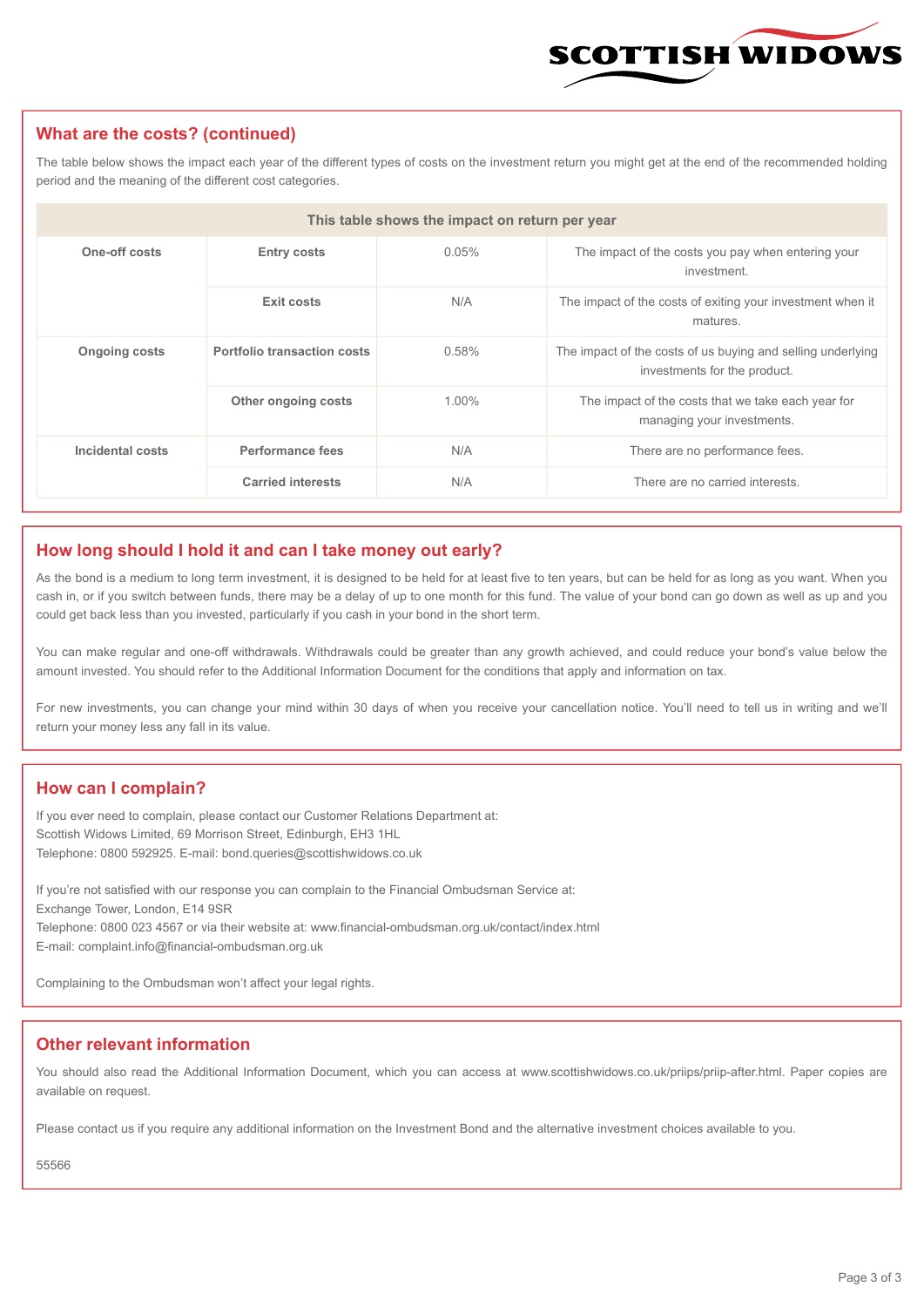## What are the costs? (continued)

The table below shows the impact each year of the different types of costs on the investment return you might get at the end of the recommended holding period and the meaning of the different cost categories.

| This table shows the impact on return per year | | | |
|---|---|---|---|
| **One-off costs** | **Entry costs** | 0.05% | The impact of the costs you pay when entering your investment. |
| | **Exit costs** | N/A | The impact of the costs of exiting your investment when it matures. |
| **Ongoing costs** | **Portfolio transaction costs** | 0.58% | The impact of the costs of us buying and selling underlying investments for the product. |
| | **Other ongoing costs** | 1.00% | The impact of the costs that we take each year for managing your investments. |
| **Incidental costs** | **Performance fees** | N/A | There are no performance fees. |
| | **Carried interests** | N/A | There are no carried interests. |

## How long should I hold it and can I take money out early?

As the bond is a medium to long term investment, it is designed to be held for at least five to ten years, but can be held for as long as you want. When you cash in, or if you switch between funds, there may be a delay of up to one month for this fund. The value of your bond can go down as well as up and you could get back less than you invested, particularly if you cash in your bond in the short term.

You can make regular and one-off withdrawals. Withdrawals could be greater than any growth achieved, and could reduce your bond's value below the amount invested. You should refer to the Additional Information Document for the conditions that apply and information on tax.

For new investments, you can change your mind within 30 days of when you receive your cancellation notice. You'll need to tell us in writing and we'll return your money less any fall in its value.

## How can I complain?

If you ever need to complain, please contact our Customer Relations Department at:
Scottish Widows Limited, 69 Morrison Street, Edinburgh, EH3 1HL
Telephone: 0800 592925. E-mail: bond.queries@scottishwidows.co.uk

If you're not satisfied with our response you can complain to the Financial Ombudsman Service at:
Exchange Tower, London, E14 9SR
Telephone: 0800 023 4567 or via their website at: www.financial-ombudsman.org.uk/contact/index.html
E-mail: complaint.info@financial-ombudsman.org.uk

Complaining to the Ombudsman won't affect your legal rights.

## Other relevant information

You should also read the Additional Information Document, which you can access at www.scottishwidows.co.uk/priips/priip-after.html. Paper copies are available on request.

Please contact us if you require any additional information on the Investment Bond and the alternative investment choices available to you.

55566